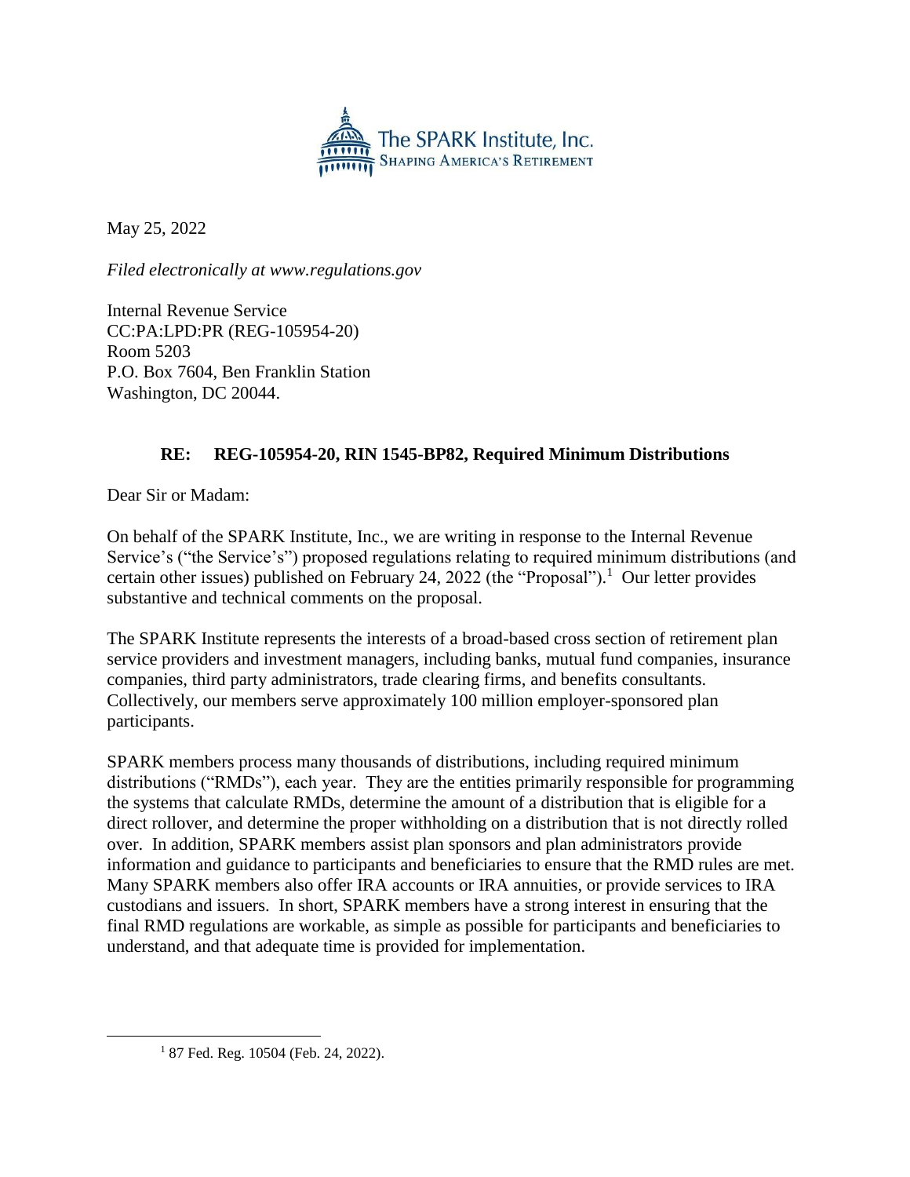The SPARK Institute, Inc.
SHAPING AMERICA'S RETIREMENT

May 25, 2022

*Filed electronically at www.regulations.gov*

Internal Revenue Service
CC:PA:LPD:PR (REG-105954-20)
Room 5203
P.O. Box 7604, Ben Franklin Station
Washington, DC 20044.

**RE: REG-105954-20, RIN 1545-BP82, Required Minimum Distributions**

Dear Sir or Madam:

On behalf of the SPARK Institute, Inc., we are writing in response to the Internal Revenue Service's ("the Service's") proposed regulations relating to required minimum distributions (and certain other issues) published on February 24, 2022 (the "Proposal").[1] Our letter provides substantive and technical comments on the proposal.

The SPARK Institute represents the interests of a broad-based cross section of retirement plan service providers and investment managers, including banks, mutual fund companies, insurance companies, third party administrators, trade clearing firms, and benefits consultants. Collectively, our members serve approximately 100 million employer-sponsored plan participants.

SPARK members process many thousands of distributions, including required minimum distributions ("RMDs"), each year. They are the entities primarily responsible for programming the systems that calculate RMDs, determine the amount of a distribution that is eligible for a direct rollover, and determine the proper withholding on a distribution that is not directly rolled over. In addition, SPARK members assist plan sponsors and plan administrators provide information and guidance to participants and beneficiaries to ensure that the RMD rules are met. Many SPARK members also offer IRA accounts or IRA annuities, or provide services to IRA custodians and issuers. In short, SPARK members have a strong interest in ensuring that the final RMD regulations are workable, as simple as possible for participants and beneficiaries to understand, and that adequate time is provided for implementation.

[1] 87 Fed. Reg. 10504 (Feb. 24, 2022).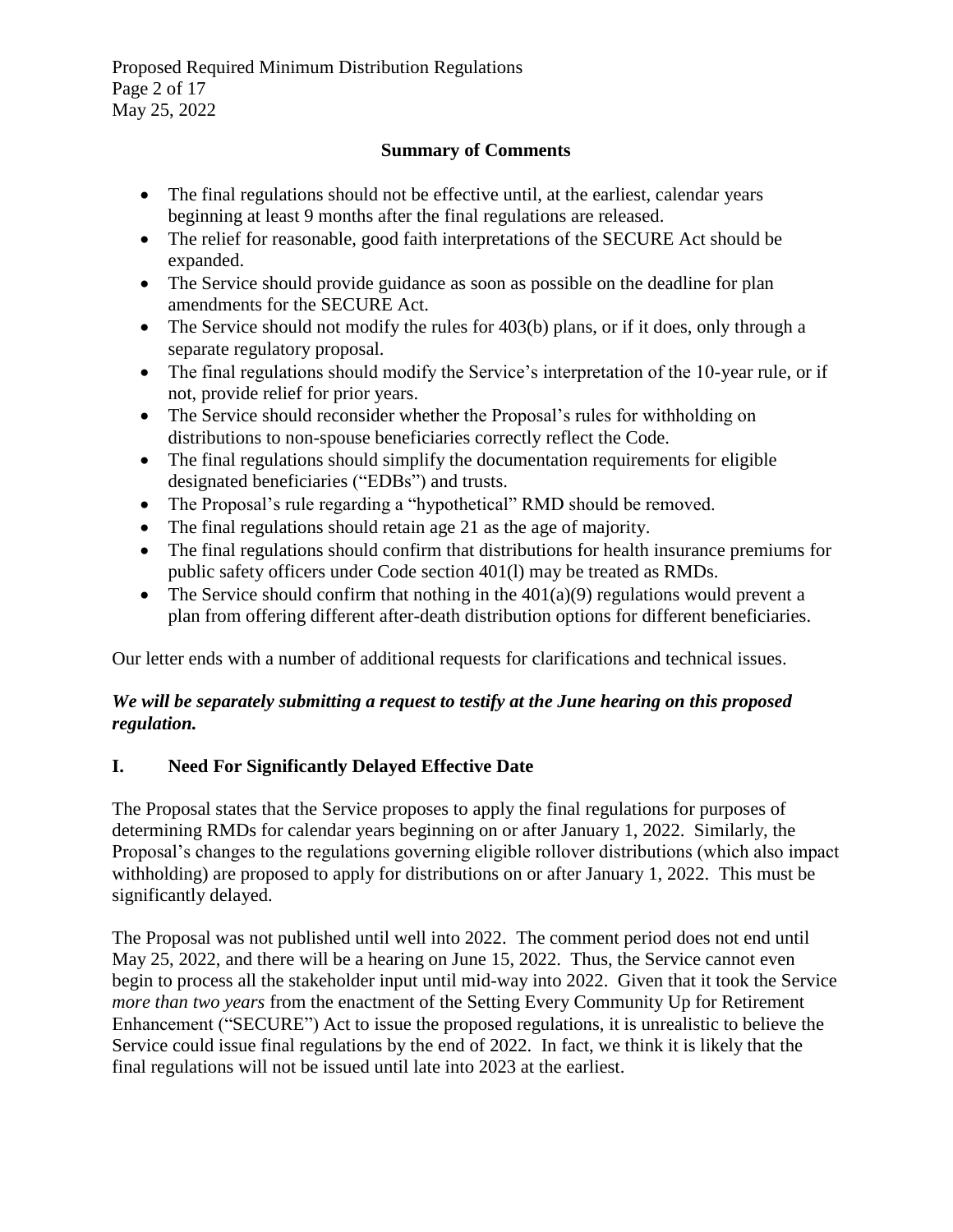## Summary of Comments

- The final regulations should not be effective until, at the earliest, calendar years beginning at least 9 months after the final regulations are released.
- The relief for reasonable, good faith interpretations of the SECURE Act should be expanded.
- The Service should provide guidance as soon as possible on the deadline for plan amendments for the SECURE Act.
- The Service should not modify the rules for 403(b) plans, or if it does, only through a separate regulatory proposal.
- The final regulations should modify the Service's interpretation of the 10-year rule, or if not, provide relief for prior years.
- The Service should reconsider whether the Proposal's rules for withholding on distributions to non-spouse beneficiaries correctly reflect the Code.
- The final regulations should simplify the documentation requirements for eligible designated beneficiaries ("EDBs") and trusts.
- The Proposal's rule regarding a "hypothetical" RMD should be removed.
- The final regulations should retain age 21 as the age of majority.
- The final regulations should confirm that distributions for health insurance premiums for public safety officers under Code section 401(l) may be treated as RMDs.
- The Service should confirm that nothing in the 401(a)(9) regulations would prevent a plan from offering different after-death distribution options for different beneficiaries.

Our letter ends with a number of additional requests for clarifications and technical issues.

***We will be separately submitting a request to testify at the June hearing on this proposed regulation.***

## I. Need For Significantly Delayed Effective Date

The Proposal states that the Service proposes to apply the final regulations for purposes of determining RMDs for calendar years beginning on or after January 1, 2022. Similarly, the Proposal's changes to the regulations governing eligible rollover distributions (which also impact withholding) are proposed to apply for distributions on or after January 1, 2022. This must be significantly delayed.

The Proposal was not published until well into 2022. The comment period does not end until May 25, 2022, and there will be a hearing on June 15, 2022. Thus, the Service cannot even begin to process all the stakeholder input until mid-way into 2022. Given that it took the Service *more than two years* from the enactment of the Setting Every Community Up for Retirement Enhancement ("SECURE") Act to issue the proposed regulations, it is unrealistic to believe the Service could issue final regulations by the end of 2022. In fact, we think it is likely that the final regulations will not be issued until late into 2023 at the earliest.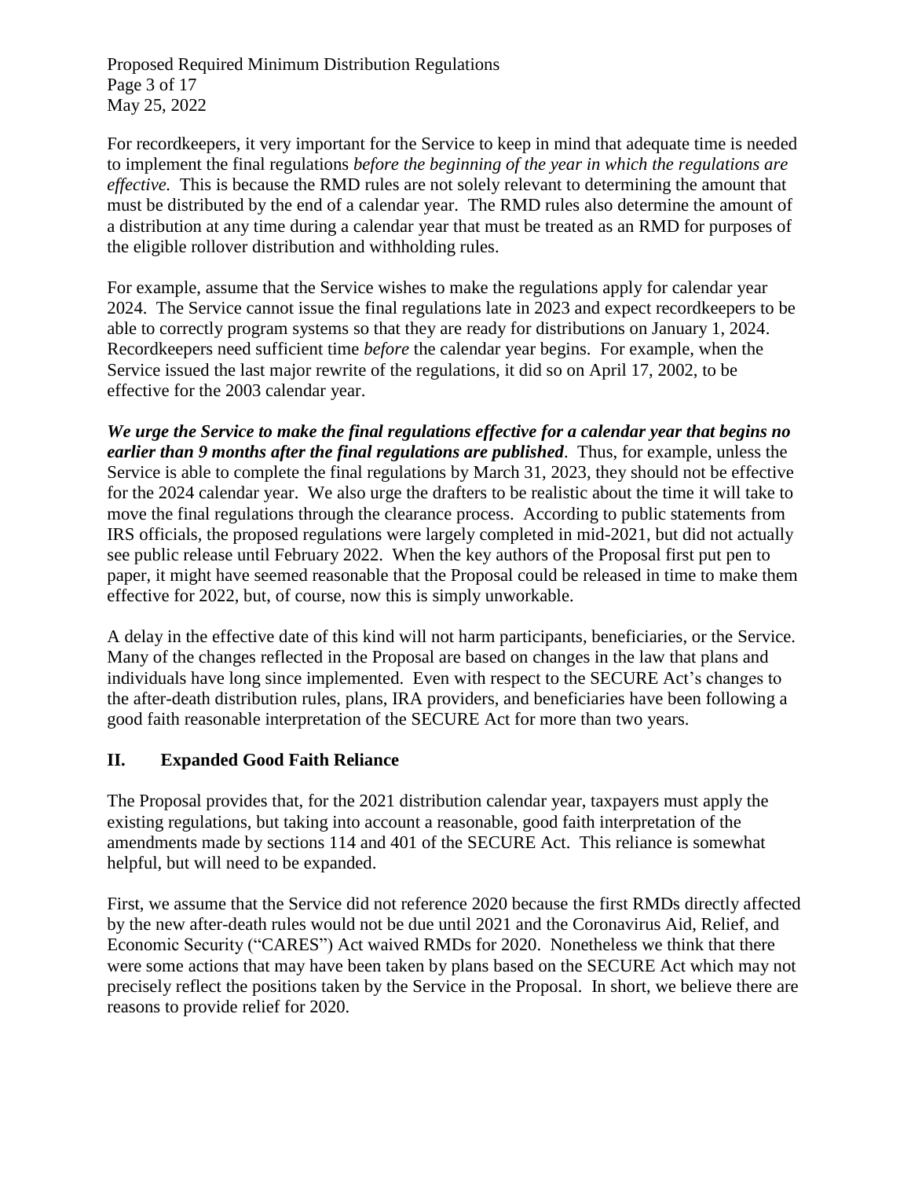For recordkeepers, it very important for the Service to keep in mind that adequate time is needed to implement the final regulations *before the beginning of the year in which the regulations are effective.* This is because the RMD rules are not solely relevant to determining the amount that must be distributed by the end of a calendar year. The RMD rules also determine the amount of a distribution at any time during a calendar year that must be treated as an RMD for purposes of the eligible rollover distribution and withholding rules.

For example, assume that the Service wishes to make the regulations apply for calendar year 2024. The Service cannot issue the final regulations late in 2023 and expect recordkeepers to be able to correctly program systems so that they are ready for distributions on January 1, 2024. Recordkeepers need sufficient time *before* the calendar year begins. For example, when the Service issued the last major rewrite of the regulations, it did so on April 17, 2002, to be effective for the 2003 calendar year.

***We urge the Service to make the final regulations effective for a calendar year that begins no earlier than 9 months after the final regulations are published***. Thus, for example, unless the Service is able to complete the final regulations by March 31, 2023, they should not be effective for the 2024 calendar year. We also urge the drafters to be realistic about the time it will take to move the final regulations through the clearance process. According to public statements from IRS officials, the proposed regulations were largely completed in mid-2021, but did not actually see public release until February 2022. When the key authors of the Proposal first put pen to paper, it might have seemed reasonable that the Proposal could be released in time to make them effective for 2022, but, of course, now this is simply unworkable.

A delay in the effective date of this kind will not harm participants, beneficiaries, or the Service. Many of the changes reflected in the Proposal are based on changes in the law that plans and individuals have long since implemented. Even with respect to the SECURE Act's changes to the after-death distribution rules, plans, IRA providers, and beneficiaries have been following a good faith reasonable interpretation of the SECURE Act for more than two years.

## II. Expanded Good Faith Reliance

The Proposal provides that, for the 2021 distribution calendar year, taxpayers must apply the existing regulations, but taking into account a reasonable, good faith interpretation of the amendments made by sections 114 and 401 of the SECURE Act. This reliance is somewhat helpful, but will need to be expanded.

First, we assume that the Service did not reference 2020 because the first RMDs directly affected by the new after-death rules would not be due until 2021 and the Coronavirus Aid, Relief, and Economic Security ("CARES") Act waived RMDs for 2020. Nonetheless we think that there were some actions that may have been taken by plans based on the SECURE Act which may not precisely reflect the positions taken by the Service in the Proposal. In short, we believe there are reasons to provide relief for 2020.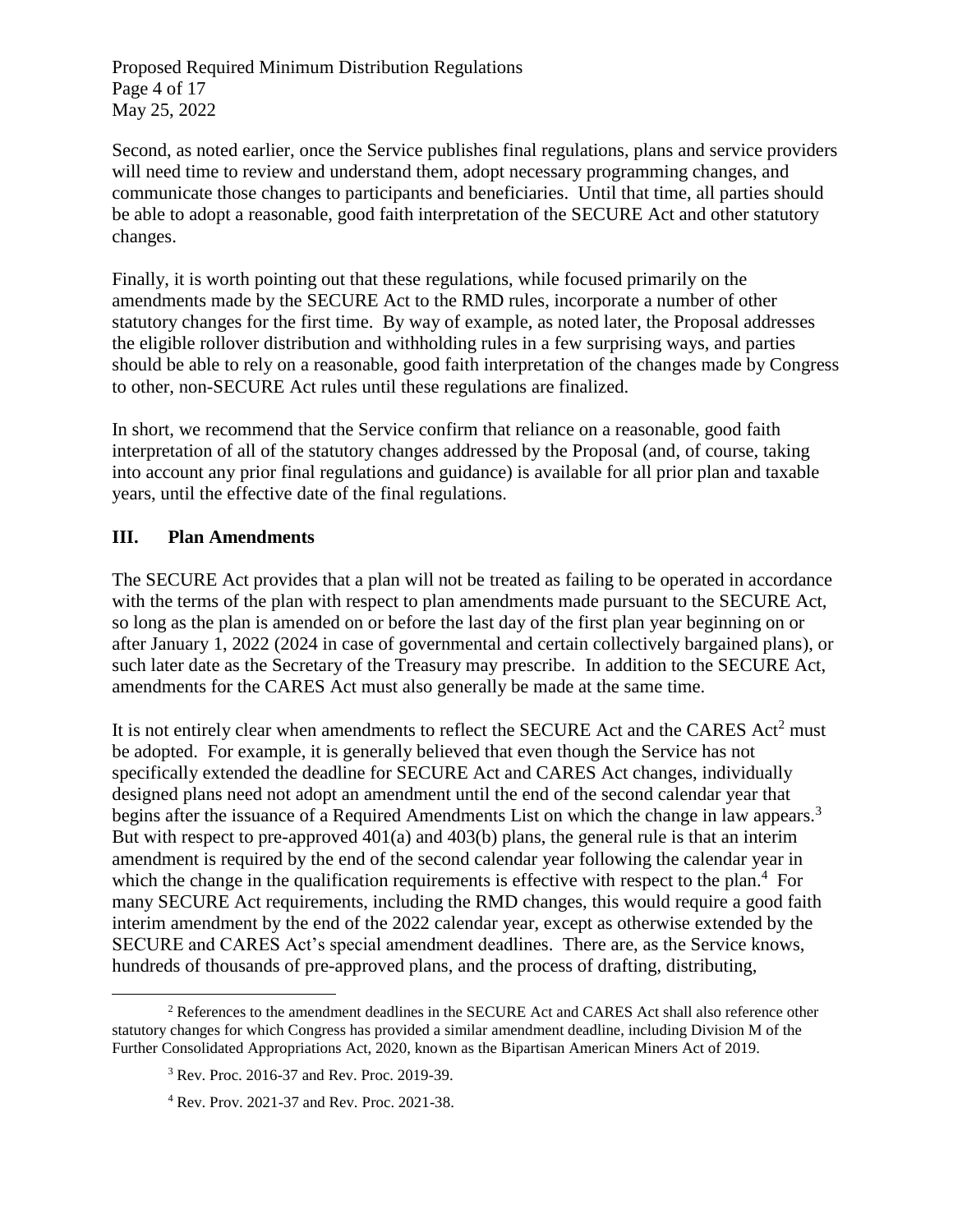Second, as noted earlier, once the Service publishes final regulations, plans and service providers will need time to review and understand them, adopt necessary programming changes, and communicate those changes to participants and beneficiaries. Until that time, all parties should be able to adopt a reasonable, good faith interpretation of the SECURE Act and other statutory changes.

Finally, it is worth pointing out that these regulations, while focused primarily on the amendments made by the SECURE Act to the RMD rules, incorporate a number of other statutory changes for the first time. By way of example, as noted later, the Proposal addresses the eligible rollover distribution and withholding rules in a few surprising ways, and parties should be able to rely on a reasonable, good faith interpretation of the changes made by Congress to other, non-SECURE Act rules until these regulations are finalized.

In short, we recommend that the Service confirm that reliance on a reasonable, good faith interpretation of all of the statutory changes addressed by the Proposal (and, of course, taking into account any prior final regulations and guidance) is available for all prior plan and taxable years, until the effective date of the final regulations.

## III. Plan Amendments

The SECURE Act provides that a plan will not be treated as failing to be operated in accordance with the terms of the plan with respect to plan amendments made pursuant to the SECURE Act, so long as the plan is amended on or before the last day of the first plan year beginning on or after January 1, 2022 (2024 in case of governmental and certain collectively bargained plans), or such later date as the Secretary of the Treasury may prescribe. In addition to the SECURE Act, amendments for the CARES Act must also generally be made at the same time.

It is not entirely clear when amendments to reflect the SECURE Act and the CARES Act[2] must be adopted. For example, it is generally believed that even though the Service has not specifically extended the deadline for SECURE Act and CARES Act changes, individually designed plans need not adopt an amendment until the end of the second calendar year that begins after the issuance of a Required Amendments List on which the change in law appears.[3] But with respect to pre-approved 401(a) and 403(b) plans, the general rule is that an interim amendment is required by the end of the second calendar year following the calendar year in which the change in the qualification requirements is effective with respect to the plan.[4] For many SECURE Act requirements, including the RMD changes, this would require a good faith interim amendment by the end of the 2022 calendar year, except as otherwise extended by the SECURE and CARES Act's special amendment deadlines. There are, as the Service knows, hundreds of thousands of pre-approved plans, and the process of drafting, distributing,

---

[2] References to the amendment deadlines in the SECURE Act and CARES Act shall also reference other statutory changes for which Congress has provided a similar amendment deadline, including Division M of the Further Consolidated Appropriations Act, 2020, known as the Bipartisan American Miners Act of 2019.

[3] Rev. Proc. 2016-37 and Rev. Proc. 2019-39.

[4] Rev. Prov. 2021-37 and Rev. Proc. 2021-38.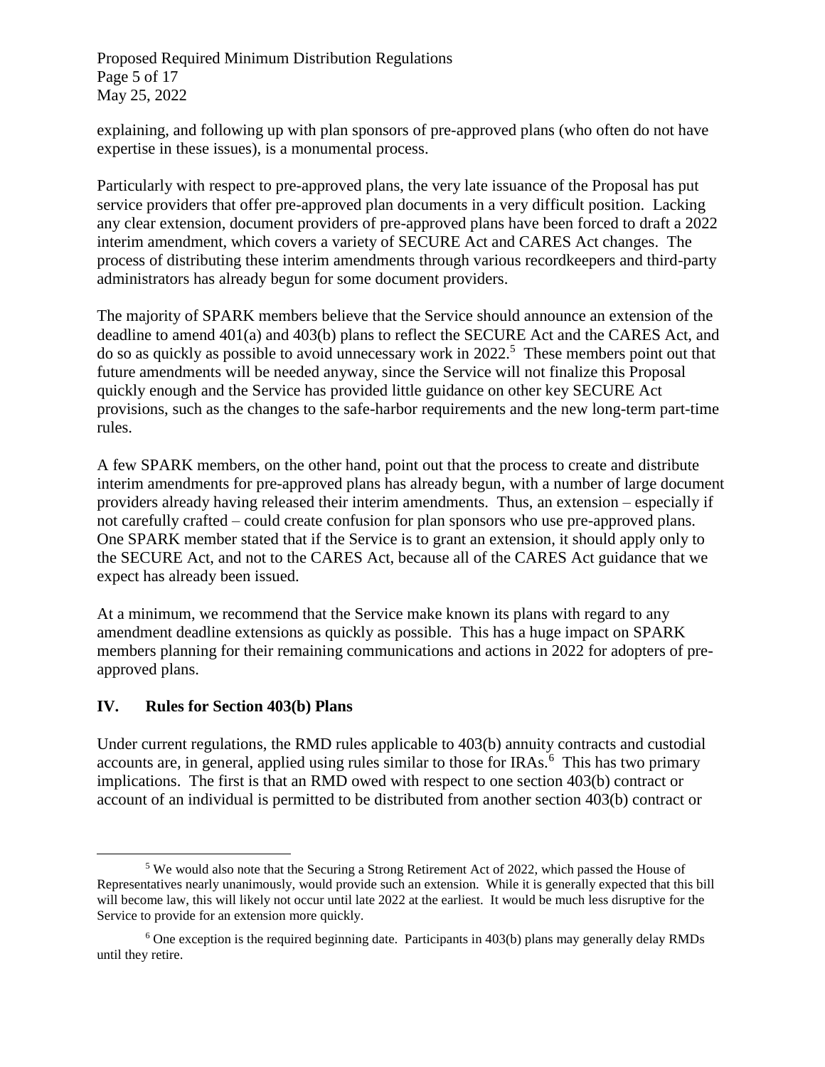explaining, and following up with plan sponsors of pre-approved plans (who often do not have expertise in these issues), is a monumental process.

Particularly with respect to pre-approved plans, the very late issuance of the Proposal has put service providers that offer pre-approved plan documents in a very difficult position. Lacking any clear extension, document providers of pre-approved plans have been forced to draft a 2022 interim amendment, which covers a variety of SECURE Act and CARES Act changes. The process of distributing these interim amendments through various recordkeepers and third-party administrators has already begun for some document providers.

The majority of SPARK members believe that the Service should announce an extension of the deadline to amend 401(a) and 403(b) plans to reflect the SECURE Act and the CARES Act, and do so as quickly as possible to avoid unnecessary work in 2022.[5] These members point out that future amendments will be needed anyway, since the Service will not finalize this Proposal quickly enough and the Service has provided little guidance on other key SECURE Act provisions, such as the changes to the safe-harbor requirements and the new long-term part-time rules.

A few SPARK members, on the other hand, point out that the process to create and distribute interim amendments for pre-approved plans has already begun, with a number of large document providers already having released their interim amendments. Thus, an extension – especially if not carefully crafted – could create confusion for plan sponsors who use pre-approved plans. One SPARK member stated that if the Service is to grant an extension, it should apply only to the SECURE Act, and not to the CARES Act, because all of the CARES Act guidance that we expect has already been issued.

At a minimum, we recommend that the Service make known its plans with regard to any amendment deadline extensions as quickly as possible. This has a huge impact on SPARK members planning for their remaining communications and actions in 2022 for adopters of pre-approved plans.

## IV. Rules for Section 403(b) Plans

Under current regulations, the RMD rules applicable to 403(b) annuity contracts and custodial accounts are, in general, applied using rules similar to those for IRAs.[6] This has two primary implications. The first is that an RMD owed with respect to one section 403(b) contract or account of an individual is permitted to be distributed from another section 403(b) contract or

[5] We would also note that the Securing a Strong Retirement Act of 2022, which passed the House of Representatives nearly unanimously, would provide such an extension. While it is generally expected that this bill will become law, this will likely not occur until late 2022 at the earliest. It would be much less disruptive for the Service to provide for an extension more quickly.

[6] One exception is the required beginning date. Participants in 403(b) plans may generally delay RMDs until they retire.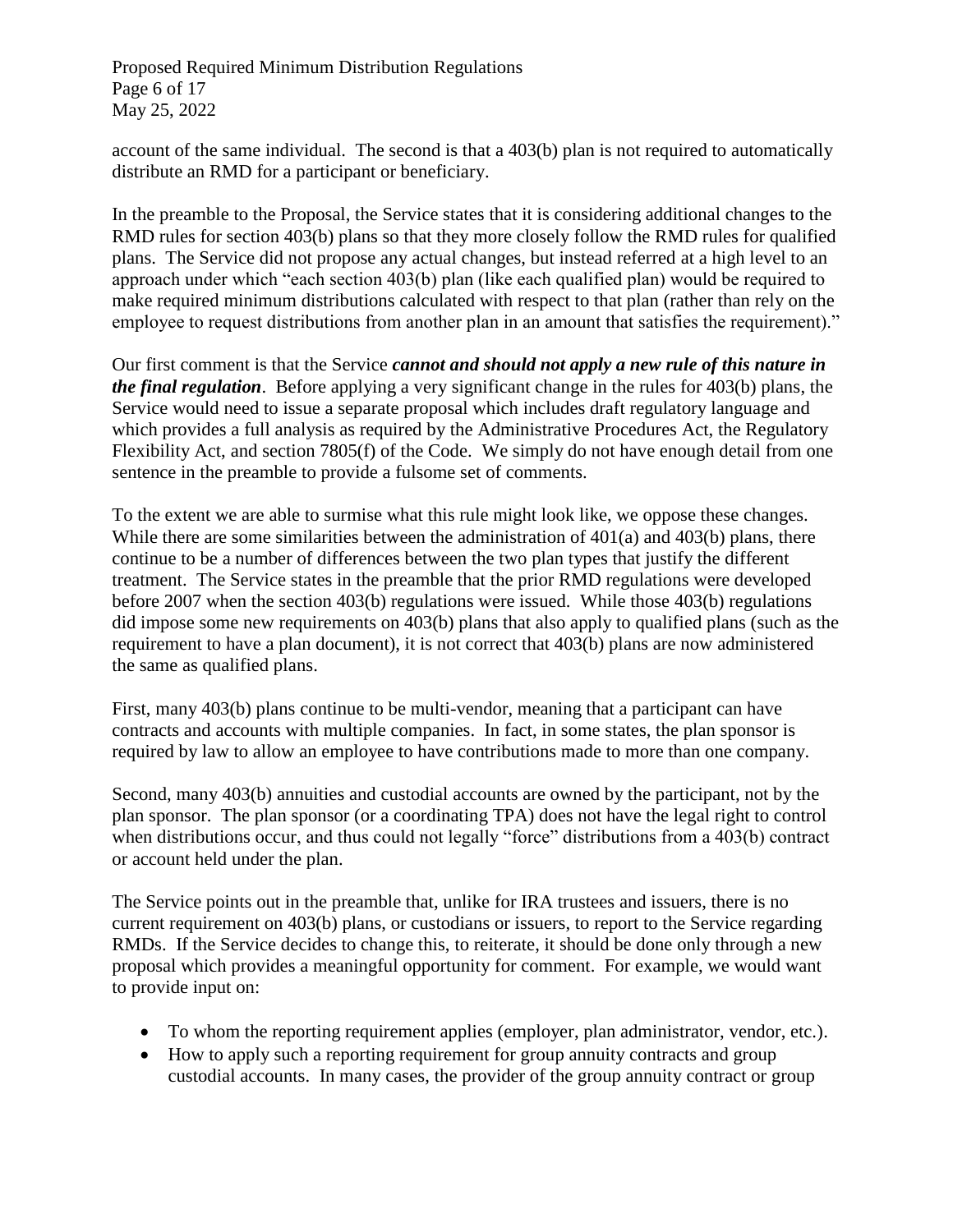account of the same individual. The second is that a 403(b) plan is not required to automatically distribute an RMD for a participant or beneficiary.

In the preamble to the Proposal, the Service states that it is considering additional changes to the RMD rules for section 403(b) plans so that they more closely follow the RMD rules for qualified plans. The Service did not propose any actual changes, but instead referred at a high level to an approach under which "each section 403(b) plan (like each qualified plan) would be required to make required minimum distributions calculated with respect to that plan (rather than rely on the employee to request distributions from another plan in an amount that satisfies the requirement)."

Our first comment is that the Service ***cannot and should not apply a new rule of this nature in the final regulation***. Before applying a very significant change in the rules for 403(b) plans, the Service would need to issue a separate proposal which includes draft regulatory language and which provides a full analysis as required by the Administrative Procedures Act, the Regulatory Flexibility Act, and section 7805(f) of the Code. We simply do not have enough detail from one sentence in the preamble to provide a fulsome set of comments.

To the extent we are able to surmise what this rule might look like, we oppose these changes. While there are some similarities between the administration of 401(a) and 403(b) plans, there continue to be a number of differences between the two plan types that justify the different treatment. The Service states in the preamble that the prior RMD regulations were developed before 2007 when the section 403(b) regulations were issued. While those 403(b) regulations did impose some new requirements on 403(b) plans that also apply to qualified plans (such as the requirement to have a plan document), it is not correct that 403(b) plans are now administered the same as qualified plans.

First, many 403(b) plans continue to be multi-vendor, meaning that a participant can have contracts and accounts with multiple companies. In fact, in some states, the plan sponsor is required by law to allow an employee to have contributions made to more than one company.

Second, many 403(b) annuities and custodial accounts are owned by the participant, not by the plan sponsor. The plan sponsor (or a coordinating TPA) does not have the legal right to control when distributions occur, and thus could not legally "force" distributions from a 403(b) contract or account held under the plan.

The Service points out in the preamble that, unlike for IRA trustees and issuers, there is no current requirement on 403(b) plans, or custodians or issuers, to report to the Service regarding RMDs. If the Service decides to change this, to reiterate, it should be done only through a new proposal which provides a meaningful opportunity for comment. For example, we would want to provide input on:

- To whom the reporting requirement applies (employer, plan administrator, vendor, etc.).
- How to apply such a reporting requirement for group annuity contracts and group custodial accounts. In many cases, the provider of the group annuity contract or group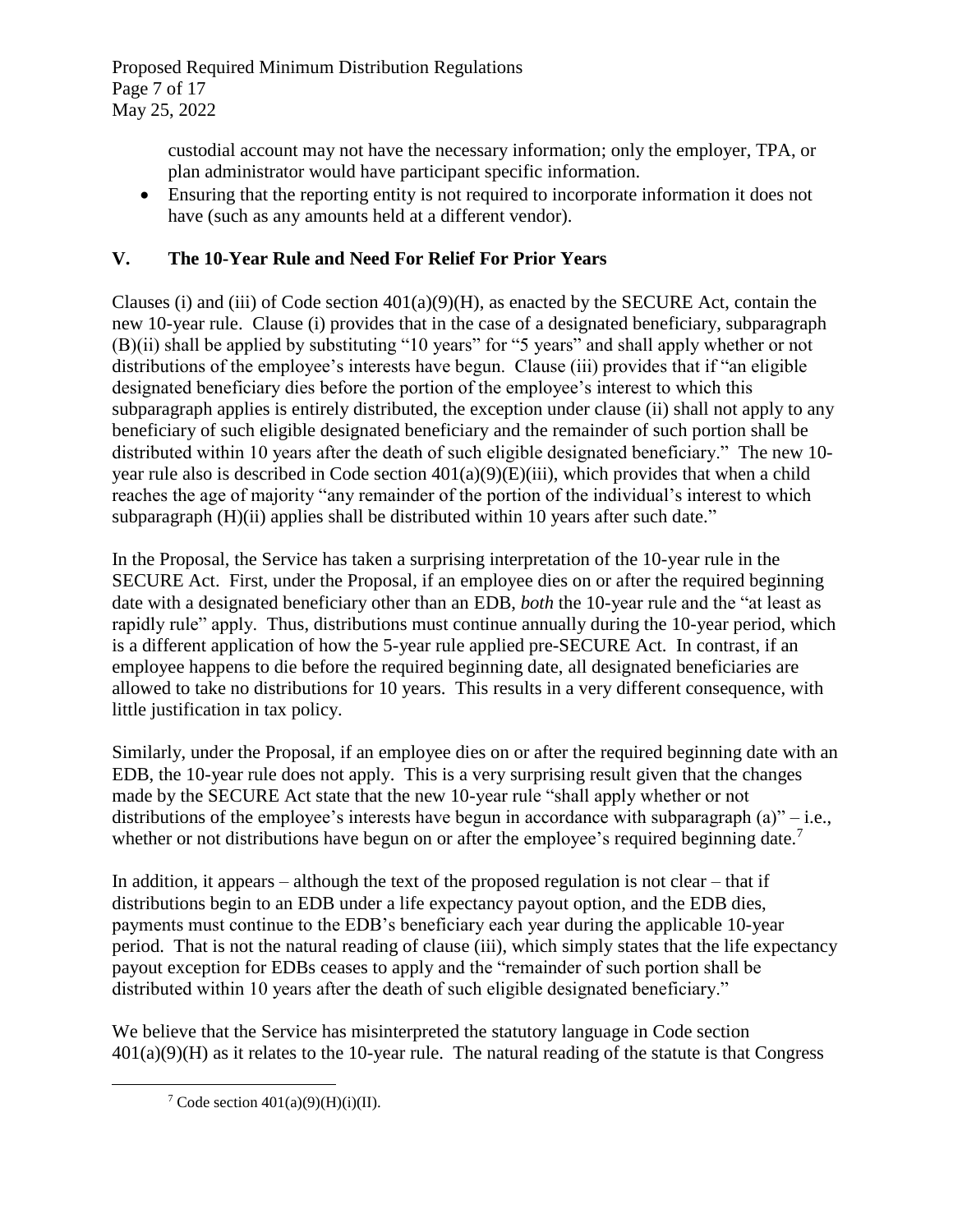custodial account may not have the necessary information; only the employer, TPA, or plan administrator would have participant specific information.

- Ensuring that the reporting entity is not required to incorporate information it does not have (such as any amounts held at a different vendor).

## V. The 10-Year Rule and Need For Relief For Prior Years

Clauses (i) and (iii) of Code section 401(a)(9)(H), as enacted by the SECURE Act, contain the new 10-year rule. Clause (i) provides that in the case of a designated beneficiary, subparagraph (B)(ii) shall be applied by substituting "10 years" for "5 years" and shall apply whether or not distributions of the employee's interests have begun. Clause (iii) provides that if "an eligible designated beneficiary dies before the portion of the employee's interest to which this subparagraph applies is entirely distributed, the exception under clause (ii) shall not apply to any beneficiary of such eligible designated beneficiary and the remainder of such portion shall be distributed within 10 years after the death of such eligible designated beneficiary." The new 10-year rule also is described in Code section 401(a)(9)(E)(iii), which provides that when a child reaches the age of majority "any remainder of the portion of the individual's interest to which subparagraph (H)(ii) applies shall be distributed within 10 years after such date."

In the Proposal, the Service has taken a surprising interpretation of the 10-year rule in the SECURE Act. First, under the Proposal, if an employee dies on or after the required beginning date with a designated beneficiary other than an EDB, *both* the 10-year rule and the "at least as rapidly rule" apply. Thus, distributions must continue annually during the 10-year period, which is a different application of how the 5-year rule applied pre-SECURE Act. In contrast, if an employee happens to die before the required beginning date, all designated beneficiaries are allowed to take no distributions for 10 years. This results in a very different consequence, with little justification in tax policy.

Similarly, under the Proposal, if an employee dies on or after the required beginning date with an EDB, the 10-year rule does not apply. This is a very surprising result given that the changes made by the SECURE Act state that the new 10-year rule "shall apply whether or not distributions of the employee's interests have begun in accordance with subparagraph (a)" – i.e., whether or not distributions have begun on or after the employee's required beginning date.[7]

In addition, it appears – although the text of the proposed regulation is not clear – that if distributions begin to an EDB under a life expectancy payout option, and the EDB dies, payments must continue to the EDB's beneficiary each year during the applicable 10-year period. That is not the natural reading of clause (iii), which simply states that the life expectancy payout exception for EDBs ceases to apply and the "remainder of such portion shall be distributed within 10 years after the death of such eligible designated beneficiary."

We believe that the Service has misinterpreted the statutory language in Code section 401(a)(9)(H) as it relates to the 10-year rule. The natural reading of the statute is that Congress

---

[7] Code section 401(a)(9)(H)(i)(II).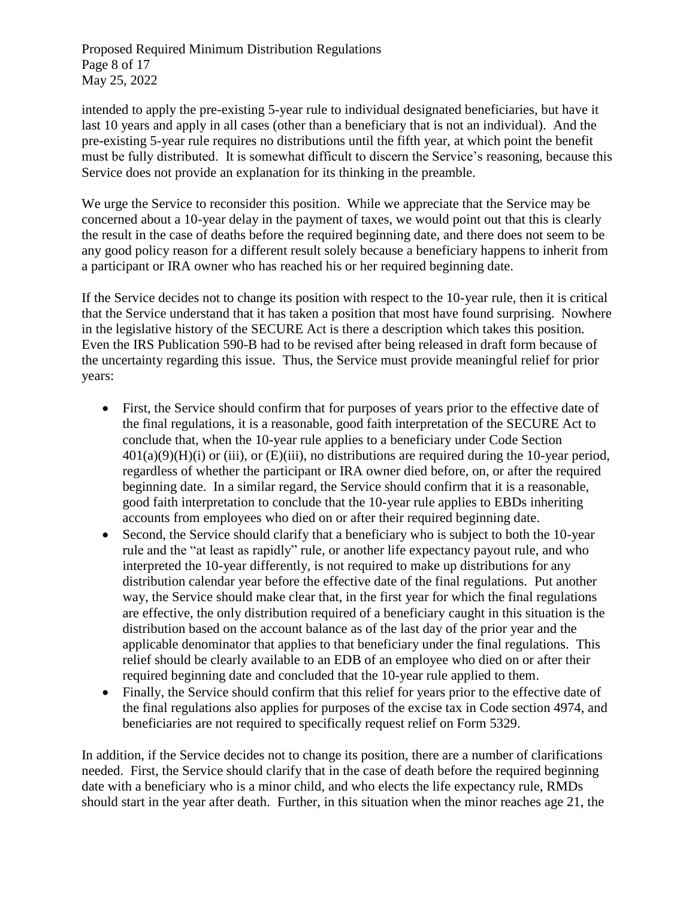intended to apply the pre-existing 5-year rule to individual designated beneficiaries, but have it last 10 years and apply in all cases (other than a beneficiary that is not an individual). And the pre-existing 5-year rule requires no distributions until the fifth year, at which point the benefit must be fully distributed. It is somewhat difficult to discern the Service's reasoning, because this Service does not provide an explanation for its thinking in the preamble.

We urge the Service to reconsider this position. While we appreciate that the Service may be concerned about a 10-year delay in the payment of taxes, we would point out that this is clearly the result in the case of deaths before the required beginning date, and there does not seem to be any good policy reason for a different result solely because a beneficiary happens to inherit from a participant or IRA owner who has reached his or her required beginning date.

If the Service decides not to change its position with respect to the 10-year rule, then it is critical that the Service understand that it has taken a position that most have found surprising. Nowhere in the legislative history of the SECURE Act is there a description which takes this position. Even the IRS Publication 590-B had to be revised after being released in draft form because of the uncertainty regarding this issue. Thus, the Service must provide meaningful relief for prior years:

- First, the Service should confirm that for purposes of years prior to the effective date of the final regulations, it is a reasonable, good faith interpretation of the SECURE Act to conclude that, when the 10-year rule applies to a beneficiary under Code Section 401(a)(9)(H)(i) or (iii), or (E)(iii), no distributions are required during the 10-year period, regardless of whether the participant or IRA owner died before, on, or after the required beginning date. In a similar regard, the Service should confirm that it is a reasonable, good faith interpretation to conclude that the 10-year rule applies to EBDs inheriting accounts from employees who died on or after their required beginning date.
- Second, the Service should clarify that a beneficiary who is subject to both the 10-year rule and the "at least as rapidly" rule, or another life expectancy payout rule, and who interpreted the 10-year differently, is not required to make up distributions for any distribution calendar year before the effective date of the final regulations. Put another way, the Service should make clear that, in the first year for which the final regulations are effective, the only distribution required of a beneficiary caught in this situation is the distribution based on the account balance as of the last day of the prior year and the applicable denominator that applies to that beneficiary under the final regulations. This relief should be clearly available to an EDB of an employee who died on or after their required beginning date and concluded that the 10-year rule applied to them.
- Finally, the Service should confirm that this relief for years prior to the effective date of the final regulations also applies for purposes of the excise tax in Code section 4974, and beneficiaries are not required to specifically request relief on Form 5329.

In addition, if the Service decides not to change its position, there are a number of clarifications needed. First, the Service should clarify that in the case of death before the required beginning date with a beneficiary who is a minor child, and who elects the life expectancy rule, RMDs should start in the year after death. Further, in this situation when the minor reaches age 21, the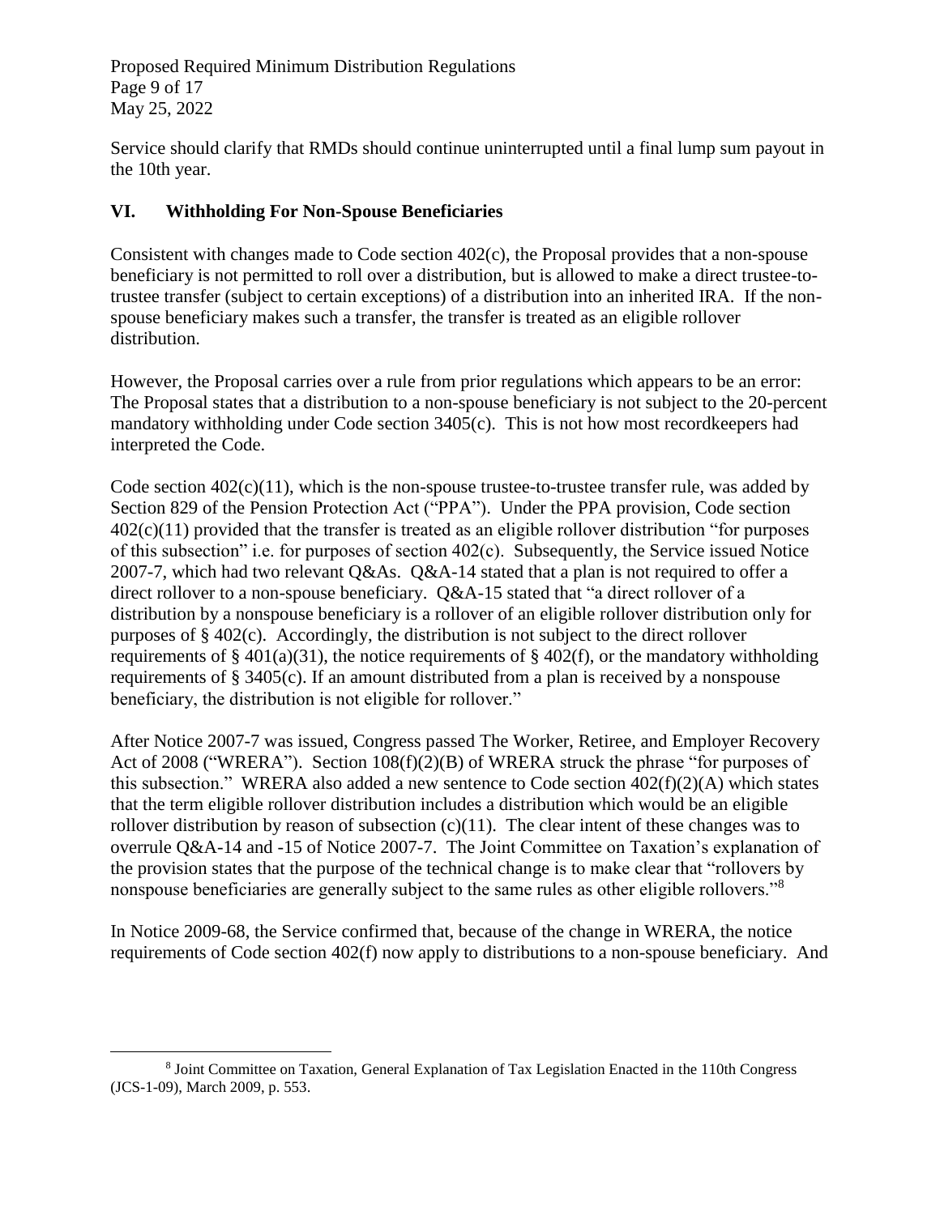Service should clarify that RMDs should continue uninterrupted until a final lump sum payout in the 10th year.

## VI. Withholding For Non-Spouse Beneficiaries

Consistent with changes made to Code section 402(c), the Proposal provides that a non-spouse beneficiary is not permitted to roll over a distribution, but is allowed to make a direct trustee-to-trustee transfer (subject to certain exceptions) of a distribution into an inherited IRA. If the non-spouse beneficiary makes such a transfer, the transfer is treated as an eligible rollover distribution.

However, the Proposal carries over a rule from prior regulations which appears to be an error: The Proposal states that a distribution to a non-spouse beneficiary is not subject to the 20-percent mandatory withholding under Code section 3405(c). This is not how most recordkeepers had interpreted the Code.

Code section 402(c)(11), which is the non-spouse trustee-to-trustee transfer rule, was added by Section 829 of the Pension Protection Act ("PPA"). Under the PPA provision, Code section 402(c)(11) provided that the transfer is treated as an eligible rollover distribution "for purposes of this subsection" i.e. for purposes of section 402(c). Subsequently, the Service issued Notice 2007-7, which had two relevant Q&As. Q&A-14 stated that a plan is not required to offer a direct rollover to a non-spouse beneficiary. Q&A-15 stated that "a direct rollover of a distribution by a nonspouse beneficiary is a rollover of an eligible rollover distribution only for purposes of § 402(c). Accordingly, the distribution is not subject to the direct rollover requirements of § 401(a)(31), the notice requirements of § 402(f), or the mandatory withholding requirements of § 3405(c). If an amount distributed from a plan is received by a nonspouse beneficiary, the distribution is not eligible for rollover."

After Notice 2007-7 was issued, Congress passed The Worker, Retiree, and Employer Recovery Act of 2008 ("WRERA"). Section 108(f)(2)(B) of WRERA struck the phrase "for purposes of this subsection." WRERA also added a new sentence to Code section 402(f)(2)(A) which states that the term eligible rollover distribution includes a distribution which would be an eligible rollover distribution by reason of subsection (c)(11). The clear intent of these changes was to overrule Q&A-14 and -15 of Notice 2007-7. The Joint Committee on Taxation's explanation of the provision states that the purpose of the technical change is to make clear that "rollovers by nonspouse beneficiaries are generally subject to the same rules as other eligible rollovers."[8]

In Notice 2009-68, the Service confirmed that, because of the change in WRERA, the notice requirements of Code section 402(f) now apply to distributions to a non-spouse beneficiary. And

---

[8] Joint Committee on Taxation, General Explanation of Tax Legislation Enacted in the 110th Congress (JCS-1-09), March 2009, p. 553.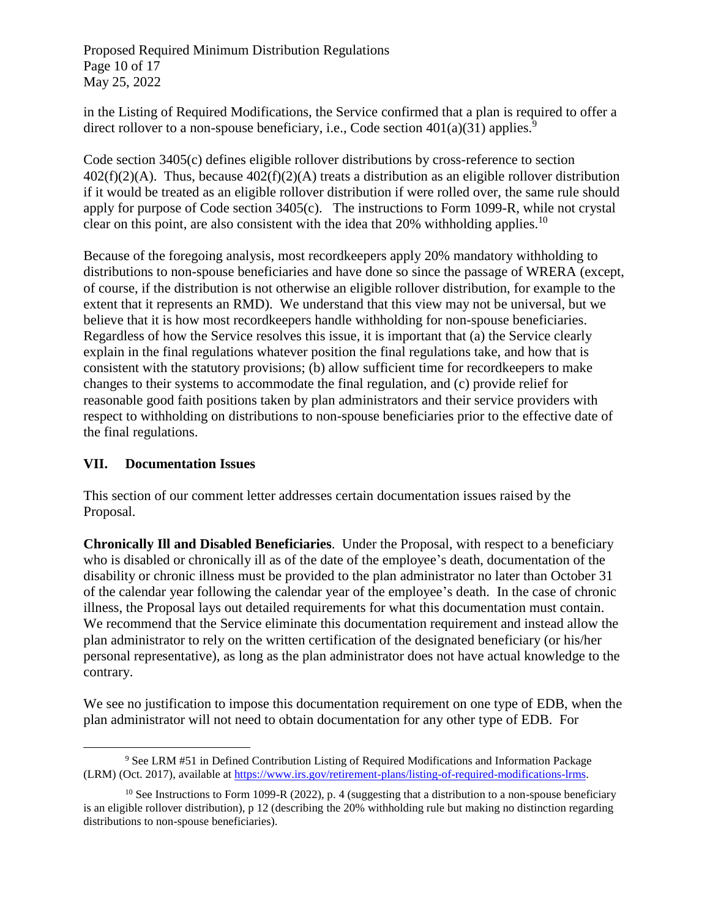in the Listing of Required Modifications, the Service confirmed that a plan is required to offer a direct rollover to a non-spouse beneficiary, i.e., Code section 401(a)(31) applies.[9]

Code section 3405(c) defines eligible rollover distributions by cross-reference to section 402(f)(2)(A). Thus, because 402(f)(2)(A) treats a distribution as an eligible rollover distribution if it would be treated as an eligible rollover distribution if were rolled over, the same rule should apply for purpose of Code section 3405(c). The instructions to Form 1099-R, while not crystal clear on this point, are also consistent with the idea that 20% withholding applies.[10]

Because of the foregoing analysis, most recordkeepers apply 20% mandatory withholding to distributions to non-spouse beneficiaries and have done so since the passage of WRERA (except, of course, if the distribution is not otherwise an eligible rollover distribution, for example to the extent that it represents an RMD). We understand that this view may not be universal, but we believe that it is how most recordkeepers handle withholding for non-spouse beneficiaries. Regardless of how the Service resolves this issue, it is important that (a) the Service clearly explain in the final regulations whatever position the final regulations take, and how that is consistent with the statutory provisions; (b) allow sufficient time for recordkeepers to make changes to their systems to accommodate the final regulation, and (c) provide relief for reasonable good faith positions taken by plan administrators and their service providers with respect to withholding on distributions to non-spouse beneficiaries prior to the effective date of the final regulations.

## VII. Documentation Issues

This section of our comment letter addresses certain documentation issues raised by the Proposal.

**Chronically Ill and Disabled Beneficiaries**. Under the Proposal, with respect to a beneficiary who is disabled or chronically ill as of the date of the employee's death, documentation of the disability or chronic illness must be provided to the plan administrator no later than October 31 of the calendar year following the calendar year of the employee's death. In the case of chronic illness, the Proposal lays out detailed requirements for what this documentation must contain. We recommend that the Service eliminate this documentation requirement and instead allow the plan administrator to rely on the written certification of the designated beneficiary (or his/her personal representative), as long as the plan administrator does not have actual knowledge to the contrary.

We see no justification to impose this documentation requirement on one type of EDB, when the plan administrator will not need to obtain documentation for any other type of EDB. For

[9] See LRM #51 in Defined Contribution Listing of Required Modifications and Information Package (LRM) (Oct. 2017), available at https://www.irs.gov/retirement-plans/listing-of-required-modifications-lrms.

[10] See Instructions to Form 1099-R (2022), p. 4 (suggesting that a distribution to a non-spouse beneficiary is an eligible rollover distribution), p 12 (describing the 20% withholding rule but making no distinction regarding distributions to non-spouse beneficiaries).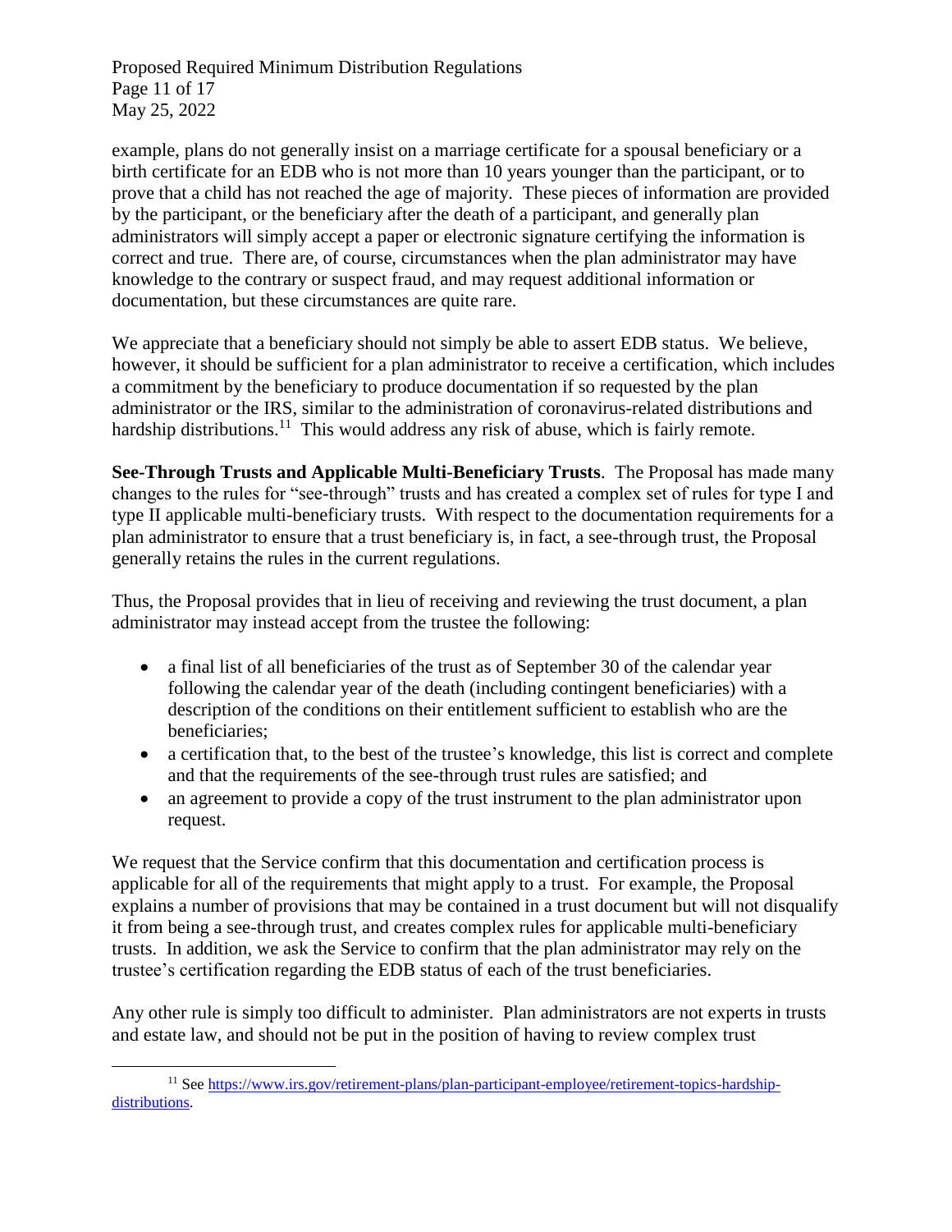example, plans do not generally insist on a marriage certificate for a spousal beneficiary or a birth certificate for an EDB who is not more than 10 years younger than the participant, or to prove that a child has not reached the age of majority. These pieces of information are provided by the participant, or the beneficiary after the death of a participant, and generally plan administrators will simply accept a paper or electronic signature certifying the information is correct and true. There are, of course, circumstances when the plan administrator may have knowledge to the contrary or suspect fraud, and may request additional information or documentation, but these circumstances are quite rare.

We appreciate that a beneficiary should not simply be able to assert EDB status. We believe, however, it should be sufficient for a plan administrator to receive a certification, which includes a commitment by the beneficiary to produce documentation if so requested by the plan administrator or the IRS, similar to the administration of coronavirus-related distributions and hardship distributions.[11] This would address any risk of abuse, which is fairly remote.

**See-Through Trusts and Applicable Multi-Beneficiary Trusts**. The Proposal has made many changes to the rules for "see-through" trusts and has created a complex set of rules for type I and type II applicable multi-beneficiary trusts. With respect to the documentation requirements for a plan administrator to ensure that a trust beneficiary is, in fact, a see-through trust, the Proposal generally retains the rules in the current regulations.

Thus, the Proposal provides that in lieu of receiving and reviewing the trust document, a plan administrator may instead accept from the trustee the following:

- a final list of all beneficiaries of the trust as of September 30 of the calendar year following the calendar year of the death (including contingent beneficiaries) with a description of the conditions on their entitlement sufficient to establish who are the beneficiaries;
- a certification that, to the best of the trustee's knowledge, this list is correct and complete and that the requirements of the see-through trust rules are satisfied; and
- an agreement to provide a copy of the trust instrument to the plan administrator upon request.

We request that the Service confirm that this documentation and certification process is applicable for all of the requirements that might apply to a trust. For example, the Proposal explains a number of provisions that may be contained in a trust document but will not disqualify it from being a see-through trust, and creates complex rules for applicable multi-beneficiary trusts. In addition, we ask the Service to confirm that the plan administrator may rely on the trustee's certification regarding the EDB status of each of the trust beneficiaries.

Any other rule is simply too difficult to administer. Plan administrators are not experts in trusts and estate law, and should not be put in the position of having to review complex trust

[11] See https://www.irs.gov/retirement-plans/plan-participant-employee/retirement-topics-hardship-distributions.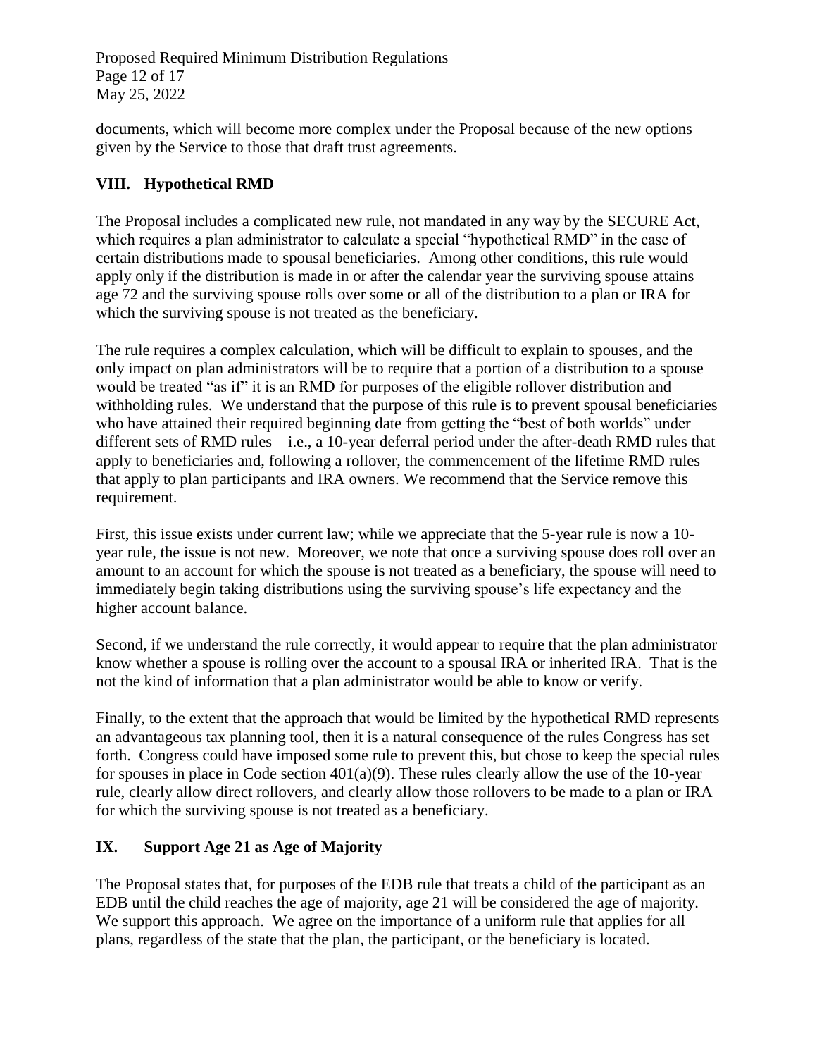documents, which will become more complex under the Proposal because of the new options given by the Service to those that draft trust agreements.

## VIII. Hypothetical RMD

The Proposal includes a complicated new rule, not mandated in any way by the SECURE Act, which requires a plan administrator to calculate a special "hypothetical RMD" in the case of certain distributions made to spousal beneficiaries. Among other conditions, this rule would apply only if the distribution is made in or after the calendar year the surviving spouse attains age 72 and the surviving spouse rolls over some or all of the distribution to a plan or IRA for which the surviving spouse is not treated as the beneficiary.

The rule requires a complex calculation, which will be difficult to explain to spouses, and the only impact on plan administrators will be to require that a portion of a distribution to a spouse would be treated "as if" it is an RMD for purposes of the eligible rollover distribution and withholding rules. We understand that the purpose of this rule is to prevent spousal beneficiaries who have attained their required beginning date from getting the "best of both worlds" under different sets of RMD rules – i.e., a 10-year deferral period under the after-death RMD rules that apply to beneficiaries and, following a rollover, the commencement of the lifetime RMD rules that apply to plan participants and IRA owners. We recommend that the Service remove this requirement.

First, this issue exists under current law; while we appreciate that the 5-year rule is now a 10-year rule, the issue is not new. Moreover, we note that once a surviving spouse does roll over an amount to an account for which the spouse is not treated as a beneficiary, the spouse will need to immediately begin taking distributions using the surviving spouse's life expectancy and the higher account balance.

Second, if we understand the rule correctly, it would appear to require that the plan administrator know whether a spouse is rolling over the account to a spousal IRA or inherited IRA. That is the not the kind of information that a plan administrator would be able to know or verify.

Finally, to the extent that the approach that would be limited by the hypothetical RMD represents an advantageous tax planning tool, then it is a natural consequence of the rules Congress has set forth. Congress could have imposed some rule to prevent this, but chose to keep the special rules for spouses in place in Code section 401(a)(9). These rules clearly allow the use of the 10-year rule, clearly allow direct rollovers, and clearly allow those rollovers to be made to a plan or IRA for which the surviving spouse is not treated as a beneficiary.

## IX. Support Age 21 as Age of Majority

The Proposal states that, for purposes of the EDB rule that treats a child of the participant as an EDB until the child reaches the age of majority, age 21 will be considered the age of majority. We support this approach. We agree on the importance of a uniform rule that applies for all plans, regardless of the state that the plan, the participant, or the beneficiary is located.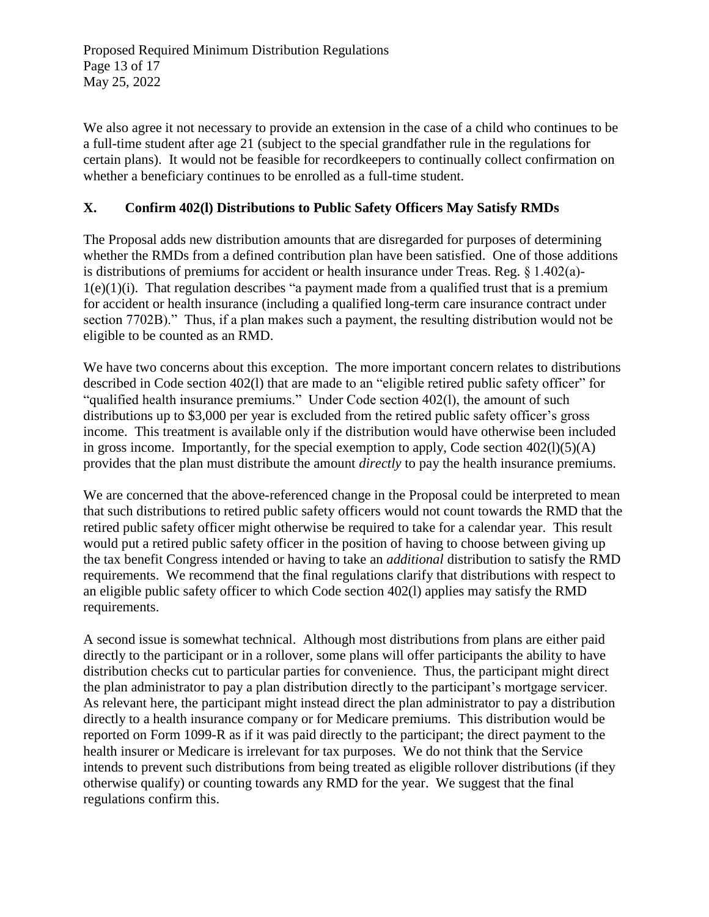We also agree it not necessary to provide an extension in the case of a child who continues to be a full-time student after age 21 (subject to the special grandfather rule in the regulations for certain plans). It would not be feasible for recordkeepers to continually collect confirmation on whether a beneficiary continues to be enrolled as a full-time student.

## X. Confirm 402(l) Distributions to Public Safety Officers May Satisfy RMDs

The Proposal adds new distribution amounts that are disregarded for purposes of determining whether the RMDs from a defined contribution plan have been satisfied. One of those additions is distributions of premiums for accident or health insurance under Treas. Reg. § 1.402(a)-1(e)(1)(i). That regulation describes "a payment made from a qualified trust that is a premium for accident or health insurance (including a qualified long-term care insurance contract under section 7702B)." Thus, if a plan makes such a payment, the resulting distribution would not be eligible to be counted as an RMD.

We have two concerns about this exception. The more important concern relates to distributions described in Code section 402(l) that are made to an "eligible retired public safety officer" for "qualified health insurance premiums." Under Code section 402(l), the amount of such distributions up to $3,000 per year is excluded from the retired public safety officer's gross income. This treatment is available only if the distribution would have otherwise been included in gross income. Importantly, for the special exemption to apply, Code section 402(l)(5)(A) provides that the plan must distribute the amount *directly* to pay the health insurance premiums.

We are concerned that the above-referenced change in the Proposal could be interpreted to mean that such distributions to retired public safety officers would not count towards the RMD that the retired public safety officer might otherwise be required to take for a calendar year. This result would put a retired public safety officer in the position of having to choose between giving up the tax benefit Congress intended or having to take an *additional* distribution to satisfy the RMD requirements. We recommend that the final regulations clarify that distributions with respect to an eligible public safety officer to which Code section 402(l) applies may satisfy the RMD requirements.

A second issue is somewhat technical. Although most distributions from plans are either paid directly to the participant or in a rollover, some plans will offer participants the ability to have distribution checks cut to particular parties for convenience. Thus, the participant might direct the plan administrator to pay a plan distribution directly to the participant's mortgage servicer. As relevant here, the participant might instead direct the plan administrator to pay a distribution directly to a health insurance company or for Medicare premiums. This distribution would be reported on Form 1099-R as if it was paid directly to the participant; the direct payment to the health insurer or Medicare is irrelevant for tax purposes. We do not think that the Service intends to prevent such distributions from being treated as eligible rollover distributions (if they otherwise qualify) or counting towards any RMD for the year. We suggest that the final regulations confirm this.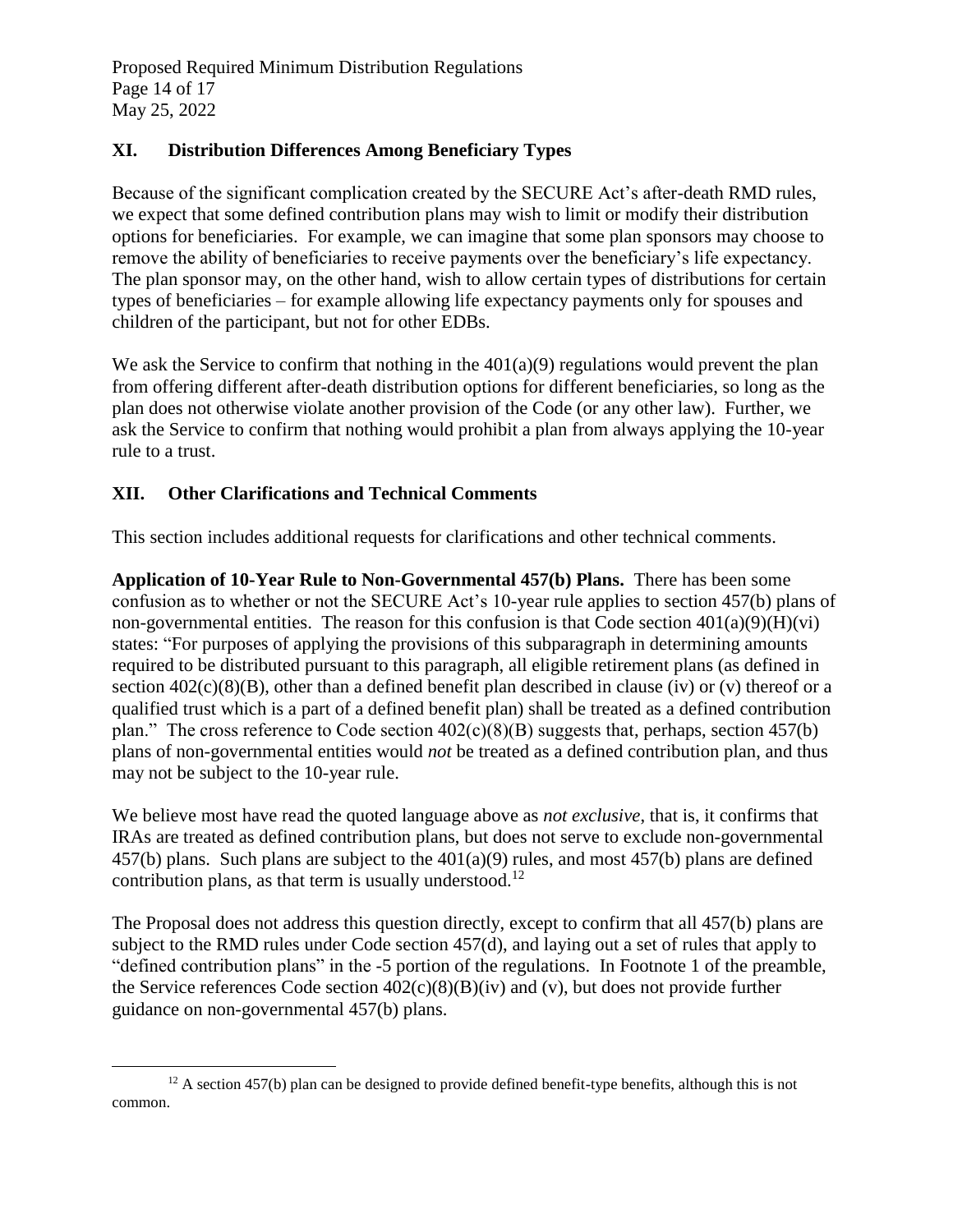## XI. Distribution Differences Among Beneficiary Types

Because of the significant complication created by the SECURE Act's after-death RMD rules, we expect that some defined contribution plans may wish to limit or modify their distribution options for beneficiaries. For example, we can imagine that some plan sponsors may choose to remove the ability of beneficiaries to receive payments over the beneficiary's life expectancy. The plan sponsor may, on the other hand, wish to allow certain types of distributions for certain types of beneficiaries – for example allowing life expectancy payments only for spouses and children of the participant, but not for other EDBs.

We ask the Service to confirm that nothing in the 401(a)(9) regulations would prevent the plan from offering different after-death distribution options for different beneficiaries, so long as the plan does not otherwise violate another provision of the Code (or any other law). Further, we ask the Service to confirm that nothing would prohibit a plan from always applying the 10-year rule to a trust.

## XII. Other Clarifications and Technical Comments

This section includes additional requests for clarifications and other technical comments.

**Application of 10-Year Rule to Non-Governmental 457(b) Plans.** There has been some confusion as to whether or not the SECURE Act's 10-year rule applies to section 457(b) plans of non-governmental entities. The reason for this confusion is that Code section 401(a)(9)(H)(vi) states: "For purposes of applying the provisions of this subparagraph in determining amounts required to be distributed pursuant to this paragraph, all eligible retirement plans (as defined in section 402(c)(8)(B), other than a defined benefit plan described in clause (iv) or (v) thereof or a qualified trust which is a part of a defined benefit plan) shall be treated as a defined contribution plan." The cross reference to Code section 402(c)(8)(B) suggests that, perhaps, section 457(b) plans of non-governmental entities would *not* be treated as a defined contribution plan, and thus may not be subject to the 10-year rule.

We believe most have read the quoted language above as *not exclusive*, that is, it confirms that IRAs are treated as defined contribution plans, but does not serve to exclude non-governmental 457(b) plans. Such plans are subject to the 401(a)(9) rules, and most 457(b) plans are defined contribution plans, as that term is usually understood.[12]

The Proposal does not address this question directly, except to confirm that all 457(b) plans are subject to the RMD rules under Code section 457(d), and laying out a set of rules that apply to "defined contribution plans" in the -5 portion of the regulations. In Footnote 1 of the preamble, the Service references Code section 402(c)(8)(B)(iv) and (v), but does not provide further guidance on non-governmental 457(b) plans.

[12] A section 457(b) plan can be designed to provide defined benefit-type benefits, although this is not common.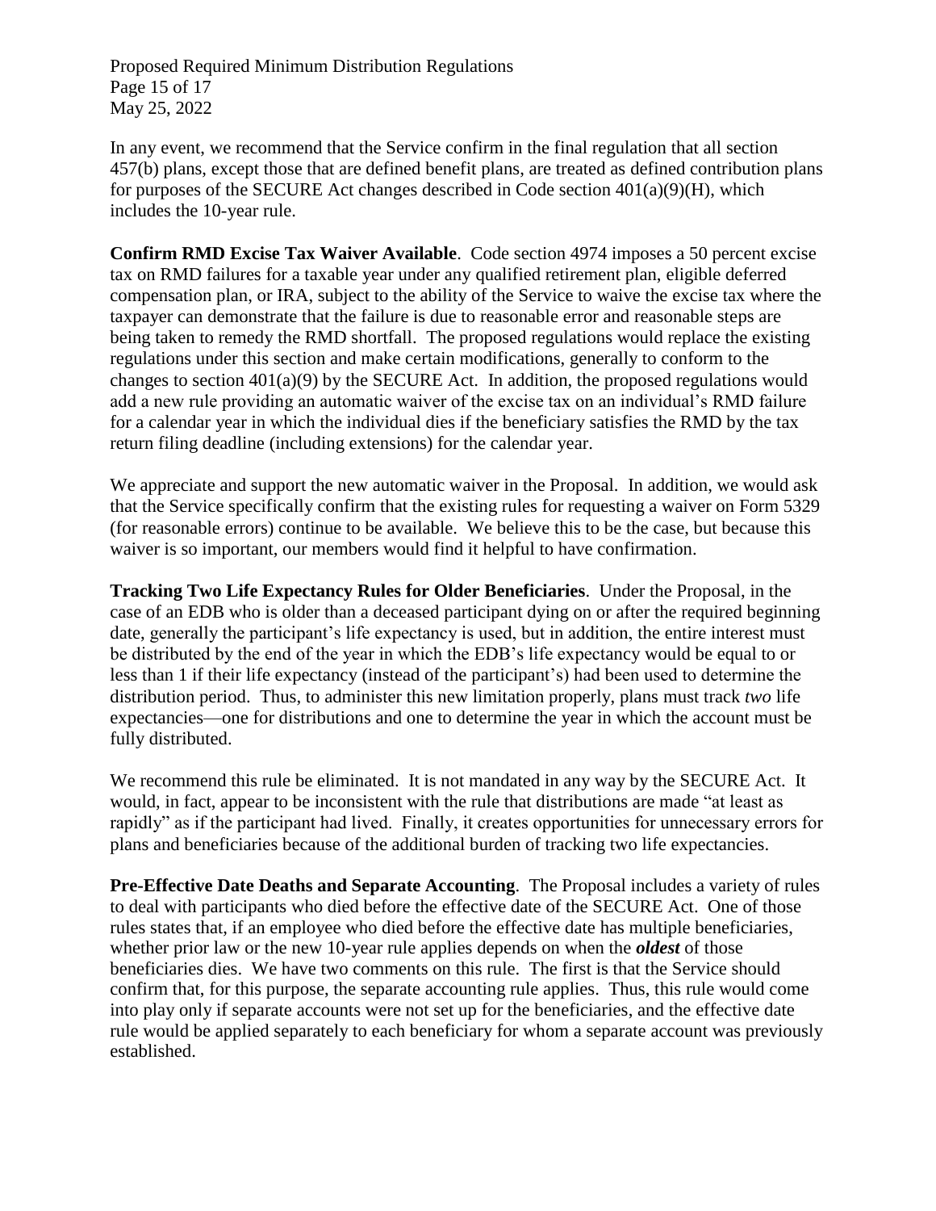In any event, we recommend that the Service confirm in the final regulation that all section 457(b) plans, except those that are defined benefit plans, are treated as defined contribution plans for purposes of the SECURE Act changes described in Code section 401(a)(9)(H), which includes the 10-year rule.

**Confirm RMD Excise Tax Waiver Available**. Code section 4974 imposes a 50 percent excise tax on RMD failures for a taxable year under any qualified retirement plan, eligible deferred compensation plan, or IRA, subject to the ability of the Service to waive the excise tax where the taxpayer can demonstrate that the failure is due to reasonable error and reasonable steps are being taken to remedy the RMD shortfall. The proposed regulations would replace the existing regulations under this section and make certain modifications, generally to conform to the changes to section 401(a)(9) by the SECURE Act. In addition, the proposed regulations would add a new rule providing an automatic waiver of the excise tax on an individual's RMD failure for a calendar year in which the individual dies if the beneficiary satisfies the RMD by the tax return filing deadline (including extensions) for the calendar year.

We appreciate and support the new automatic waiver in the Proposal. In addition, we would ask that the Service specifically confirm that the existing rules for requesting a waiver on Form 5329 (for reasonable errors) continue to be available. We believe this to be the case, but because this waiver is so important, our members would find it helpful to have confirmation.

**Tracking Two Life Expectancy Rules for Older Beneficiaries**. Under the Proposal, in the case of an EDB who is older than a deceased participant dying on or after the required beginning date, generally the participant's life expectancy is used, but in addition, the entire interest must be distributed by the end of the year in which the EDB's life expectancy would be equal to or less than 1 if their life expectancy (instead of the participant's) had been used to determine the distribution period. Thus, to administer this new limitation properly, plans must track *two* life expectancies—one for distributions and one to determine the year in which the account must be fully distributed.

We recommend this rule be eliminated. It is not mandated in any way by the SECURE Act. It would, in fact, appear to be inconsistent with the rule that distributions are made "at least as rapidly" as if the participant had lived. Finally, it creates opportunities for unnecessary errors for plans and beneficiaries because of the additional burden of tracking two life expectancies.

**Pre-Effective Date Deaths and Separate Accounting**. The Proposal includes a variety of rules to deal with participants who died before the effective date of the SECURE Act. One of those rules states that, if an employee who died before the effective date has multiple beneficiaries, whether prior law or the new 10-year rule applies depends on when the ***oldest*** of those beneficiaries dies. We have two comments on this rule. The first is that the Service should confirm that, for this purpose, the separate accounting rule applies. Thus, this rule would come into play only if separate accounts were not set up for the beneficiaries, and the effective date rule would be applied separately to each beneficiary for whom a separate account was previously established.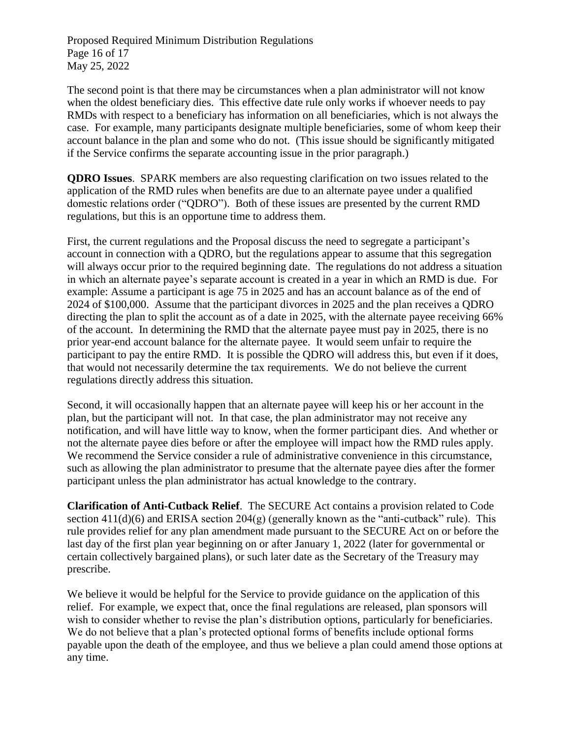The second point is that there may be circumstances when a plan administrator will not know when the oldest beneficiary dies. This effective date rule only works if whoever needs to pay RMDs with respect to a beneficiary has information on all beneficiaries, which is not always the case. For example, many participants designate multiple beneficiaries, some of whom keep their account balance in the plan and some who do not. (This issue should be significantly mitigated if the Service confirms the separate accounting issue in the prior paragraph.)

**QDRO Issues**. SPARK members are also requesting clarification on two issues related to the application of the RMD rules when benefits are due to an alternate payee under a qualified domestic relations order ("QDRO"). Both of these issues are presented by the current RMD regulations, but this is an opportune time to address them.

First, the current regulations and the Proposal discuss the need to segregate a participant's account in connection with a QDRO, but the regulations appear to assume that this segregation will always occur prior to the required beginning date. The regulations do not address a situation in which an alternate payee's separate account is created in a year in which an RMD is due. For example: Assume a participant is age 75 in 2025 and has an account balance as of the end of 2024 of $100,000. Assume that the participant divorces in 2025 and the plan receives a QDRO directing the plan to split the account as of a date in 2025, with the alternate payee receiving 66% of the account. In determining the RMD that the alternate payee must pay in 2025, there is no prior year-end account balance for the alternate payee. It would seem unfair to require the participant to pay the entire RMD. It is possible the QDRO will address this, but even if it does, that would not necessarily determine the tax requirements. We do not believe the current regulations directly address this situation.

Second, it will occasionally happen that an alternate payee will keep his or her account in the plan, but the participant will not. In that case, the plan administrator may not receive any notification, and will have little way to know, when the former participant dies. And whether or not the alternate payee dies before or after the employee will impact how the RMD rules apply. We recommend the Service consider a rule of administrative convenience in this circumstance, such as allowing the plan administrator to presume that the alternate payee dies after the former participant unless the plan administrator has actual knowledge to the contrary.

**Clarification of Anti-Cutback Relief**. The SECURE Act contains a provision related to Code section 411(d)(6) and ERISA section 204(g) (generally known as the "anti-cutback" rule). This rule provides relief for any plan amendment made pursuant to the SECURE Act on or before the last day of the first plan year beginning on or after January 1, 2022 (later for governmental or certain collectively bargained plans), or such later date as the Secretary of the Treasury may prescribe.

We believe it would be helpful for the Service to provide guidance on the application of this relief. For example, we expect that, once the final regulations are released, plan sponsors will wish to consider whether to revise the plan's distribution options, particularly for beneficiaries. We do not believe that a plan's protected optional forms of benefits include optional forms payable upon the death of the employee, and thus we believe a plan could amend those options at any time.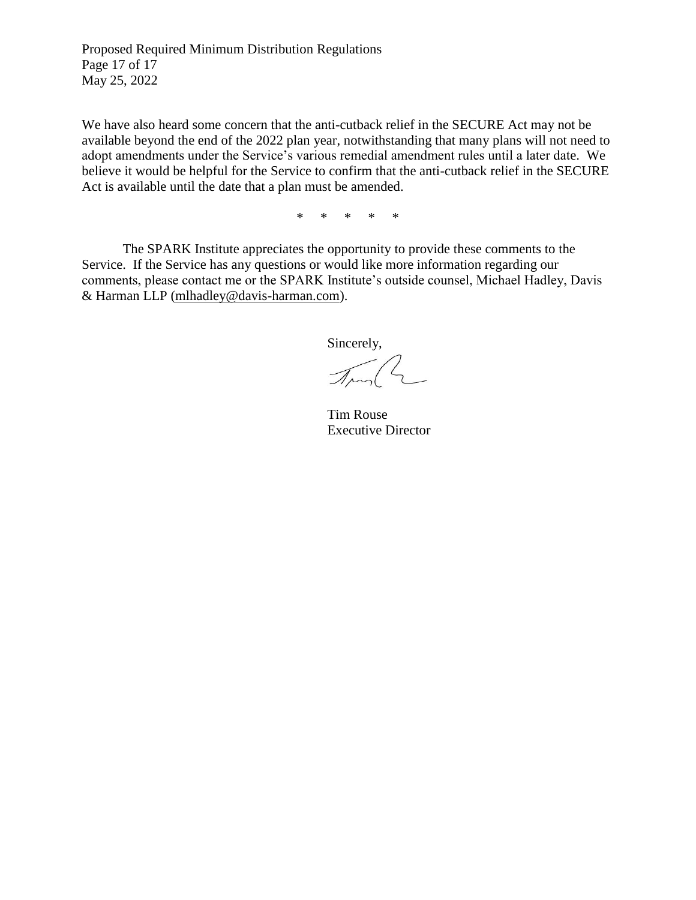We have also heard some concern that the anti-cutback relief in the SECURE Act may not be available beyond the end of the 2022 plan year, notwithstanding that many plans will not need to adopt amendments under the Service's various remedial amendment rules until a later date. We believe it would be helpful for the Service to confirm that the anti-cutback relief in the SECURE Act is available until the date that a plan must be amended.

\* \* \* \* \*

The SPARK Institute appreciates the opportunity to provide these comments to the Service. If the Service has any questions or would like more information regarding our comments, please contact me or the SPARK Institute's outside counsel, Michael Hadley, Davis & Harman LLP (mlhadley@davis-harman.com).

Sincerely,

Tim Rouse
Executive Director